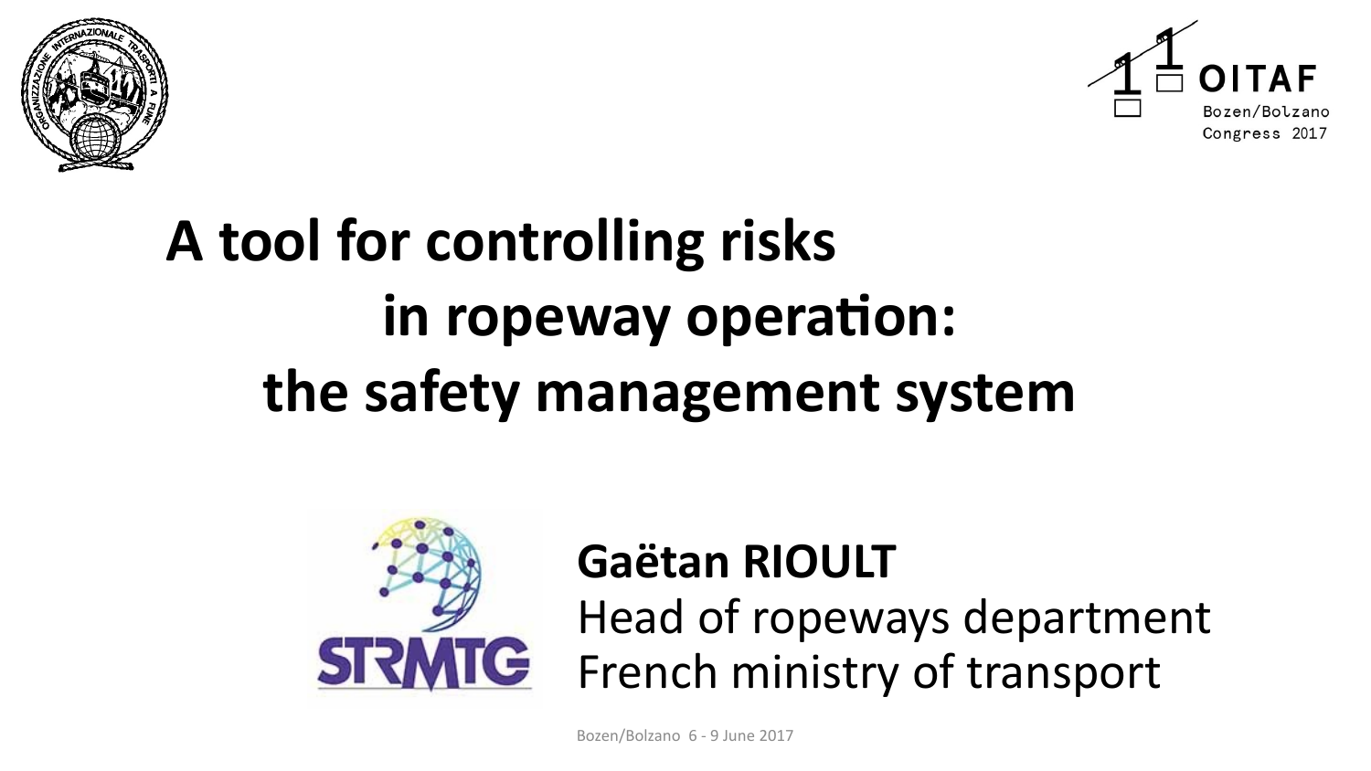OITAF
Bozen/Bolzano
Congress 2017

# A tool for controlling risks in ropeway operation: the safety management system

**Gaëtan RIOULT**
Head of ropeways department
French ministry of transport

Bozen/Bolzano 6 - 9 June 2017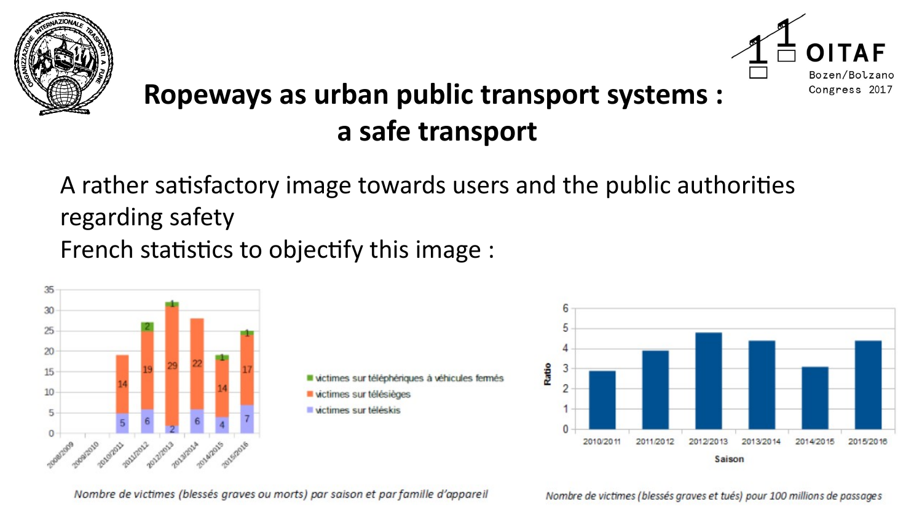# Ropeways as urban public transport systems : a safe transport

A rather satisfactory image towards users and the public authorities regarding safety

French statistics to objectify this image :

| Saison | victimes sur téléskis | victimes sur télésièges | victimes sur téléphériques à véhicules fermés |
|---|---|---|---|
| 2008/2009 | | | |
| 2009/2010 | | | |
| 2010/2011 | 5 | 14 | |
| 2011/2012 | 6 | 19 | 2 |
| 2012/2013 | 2 | 29 | 1 |
| 2013/2014 | 6 | 22 | |
| 2014/2015 | 4 | 14 | 1 |
| 2015/2016 | 7 | 17 | 1 |

*Nombre de victimes (blessés graves ou morts) par saison et par famille d'appareil*

| Saison | Ratio |
|---|---|
| 2010/2011 | ~2.9 |
| 2011/2012 | ~3.9 |
| 2012/2013 | ~4.8 |
| 2013/2014 | ~4.4 |
| 2014/2015 | ~3.1 |
| 2015/2016 | ~4.4 |

*Nombre de victimes (blessés graves et tués) pour 100 millions de passages*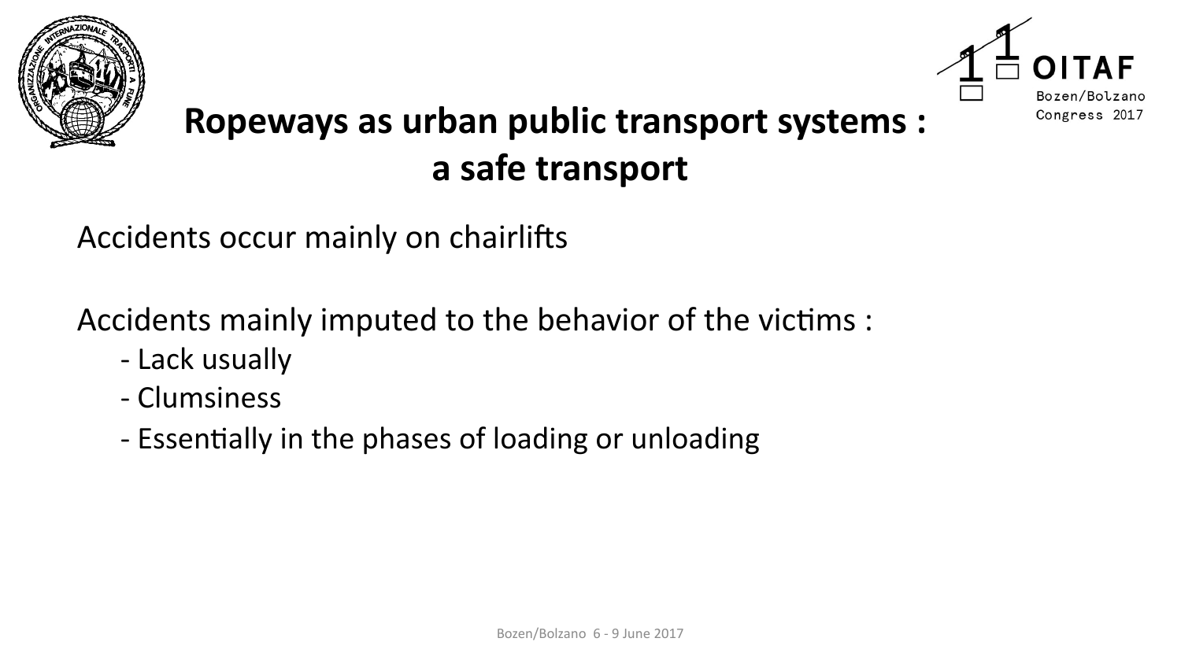# Ropeways as urban public transport systems : a safe transport

Accidents occur mainly on chairlifts

Accidents mainly imputed to the behavior of the victims :

- Lack usually
- Clumsiness
- Essentially in the phases of loading or unloading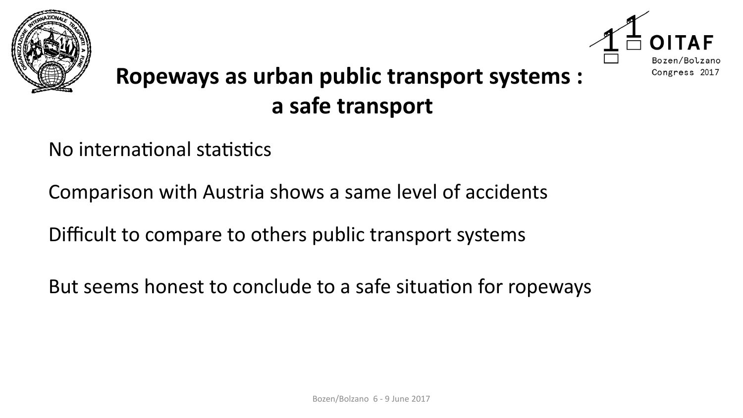# Ropeways as urban public transport systems : a safe transport

No international statistics

Comparison with Austria shows a same level of accidents

Difficult to compare to others public transport systems

But seems honest to conclude to a safe situation for ropeways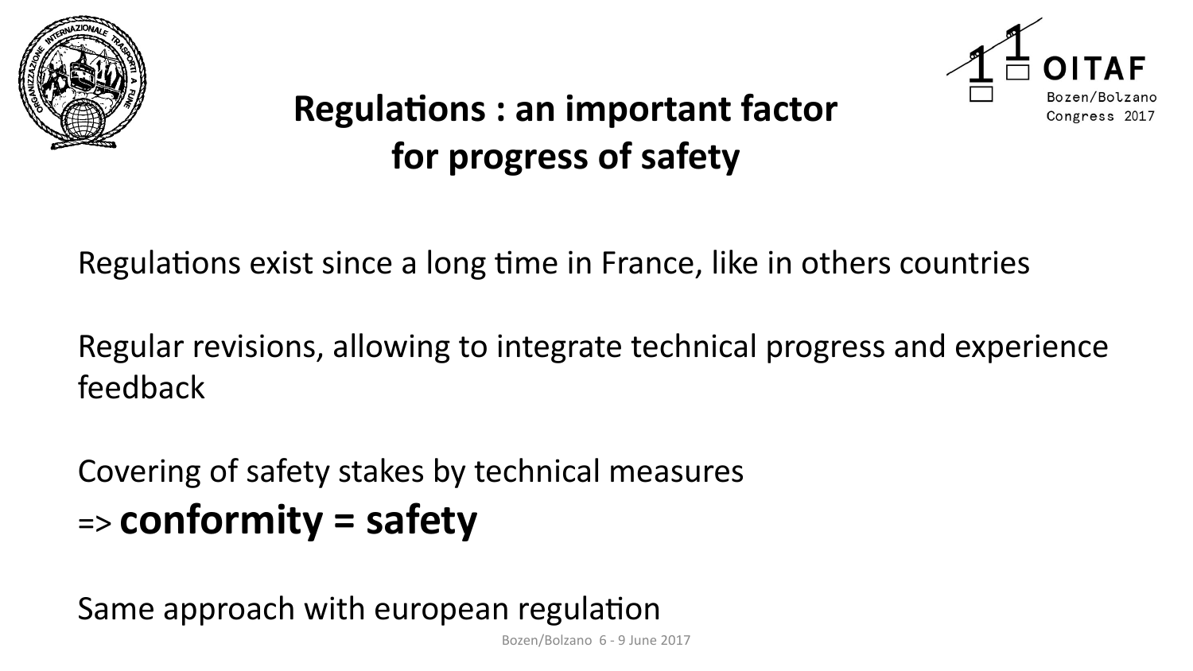# Regulations : an important factor for progress of safety

Regulations exist since a long time in France, like in others countries

Regular revisions, allowing to integrate technical progress and experience feedback

Covering of safety stakes by technical measures

=> **conformity = safety**

Same approach with european regulation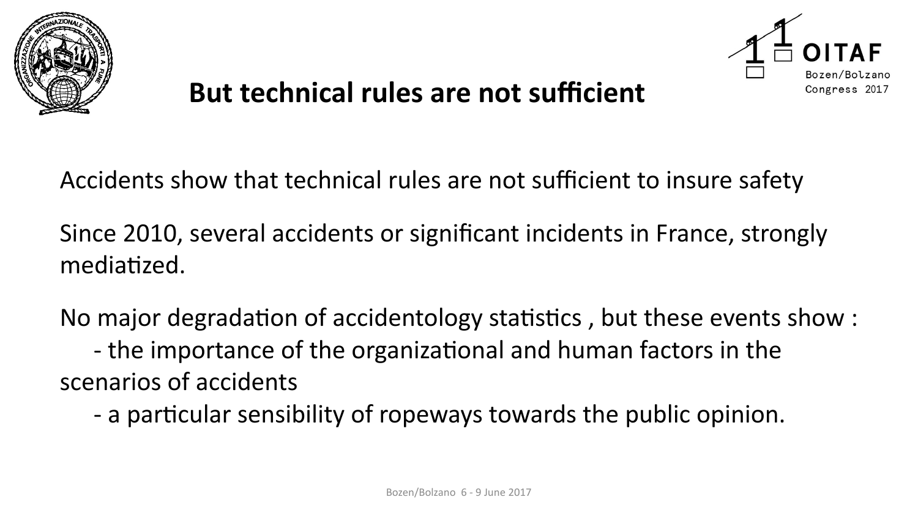# But technical rules are not sufficient

Accidents show that technical rules are not sufficient to insure safety

Since 2010, several accidents or significant incidents in France, strongly mediatized.

No major degradation of accidentology statistics , but these events show :

- the importance of the organizational and human factors in the scenarios of accidents
- a particular sensibility of ropeways towards the public opinion.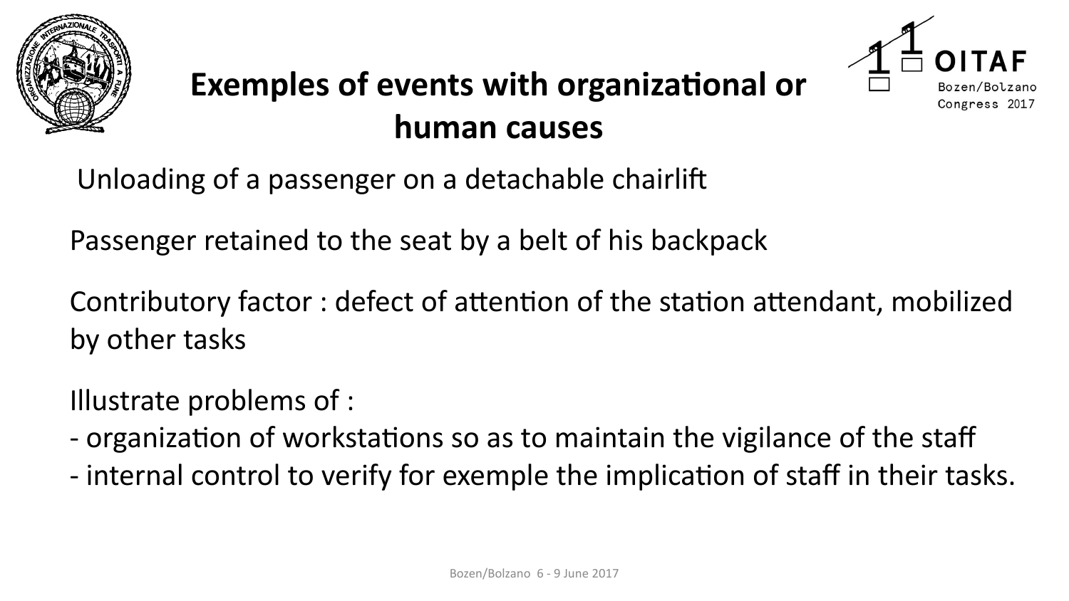# Exemples of events with organizational or human causes

Unloading of a passenger on a detachable chairlift

Passenger retained to the seat by a belt of his backpack

Contributory factor : defect of attention of the station attendant, mobilized by other tasks

Illustrate problems of :

- organization of workstations so as to maintain the vigilance of the staff
- internal control to verify for exemple the implication of staff in their tasks.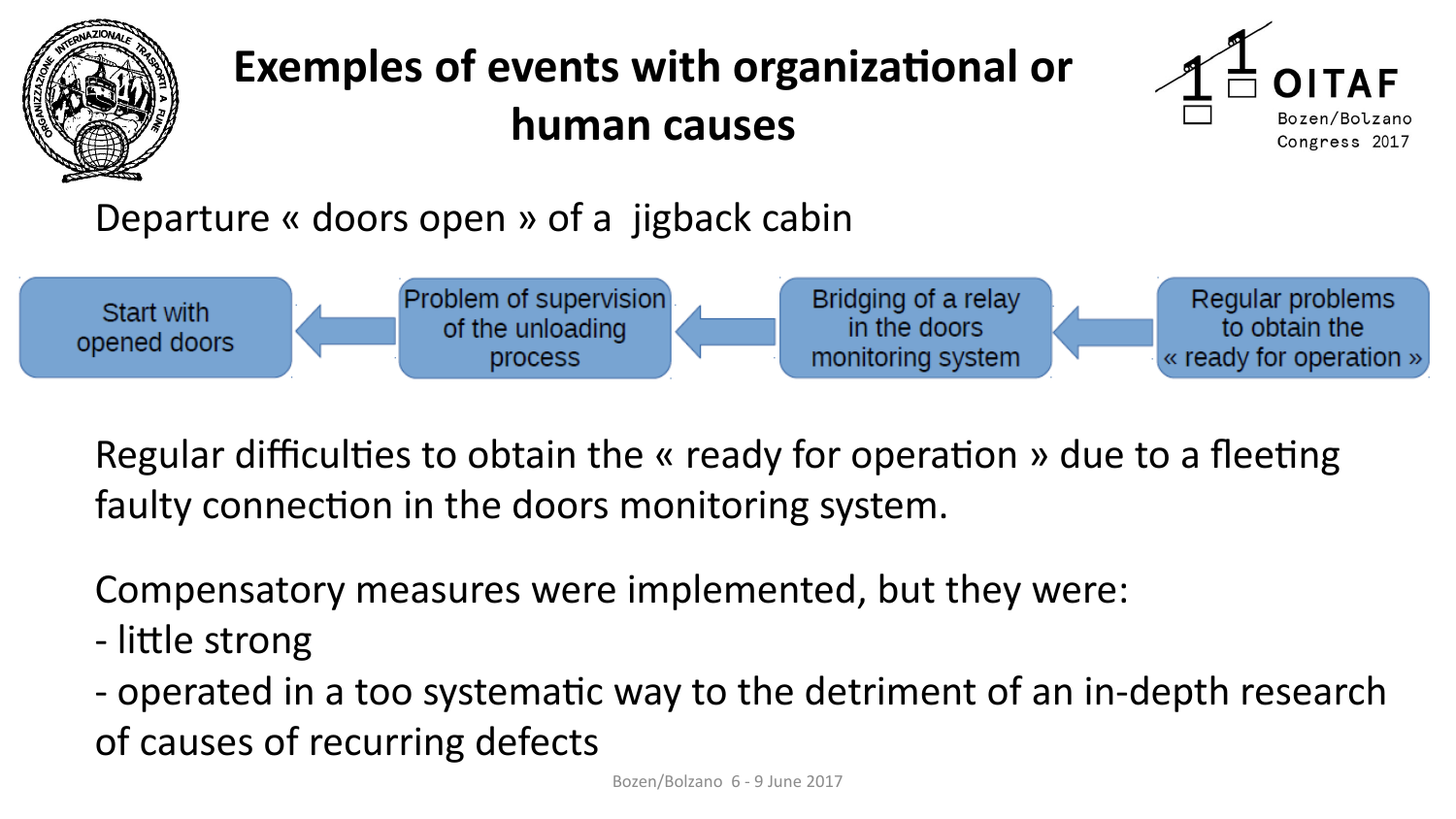# Exemples of events with organizational or human causes

Departure « doors open » of a jigback cabin

Start with opened doors ← Problem of supervision of the unloading process ← Bridging of a relay in the doors monitoring system ← Regular problems to obtain the « ready for operation »

Regular difficulties to obtain the « ready for operation » due to a fleeting faulty connection in the doors monitoring system.

Compensatory measures were implemented, but they were:

- little strong
- operated in a too systematic way to the detriment of an in-depth research of causes of recurring defects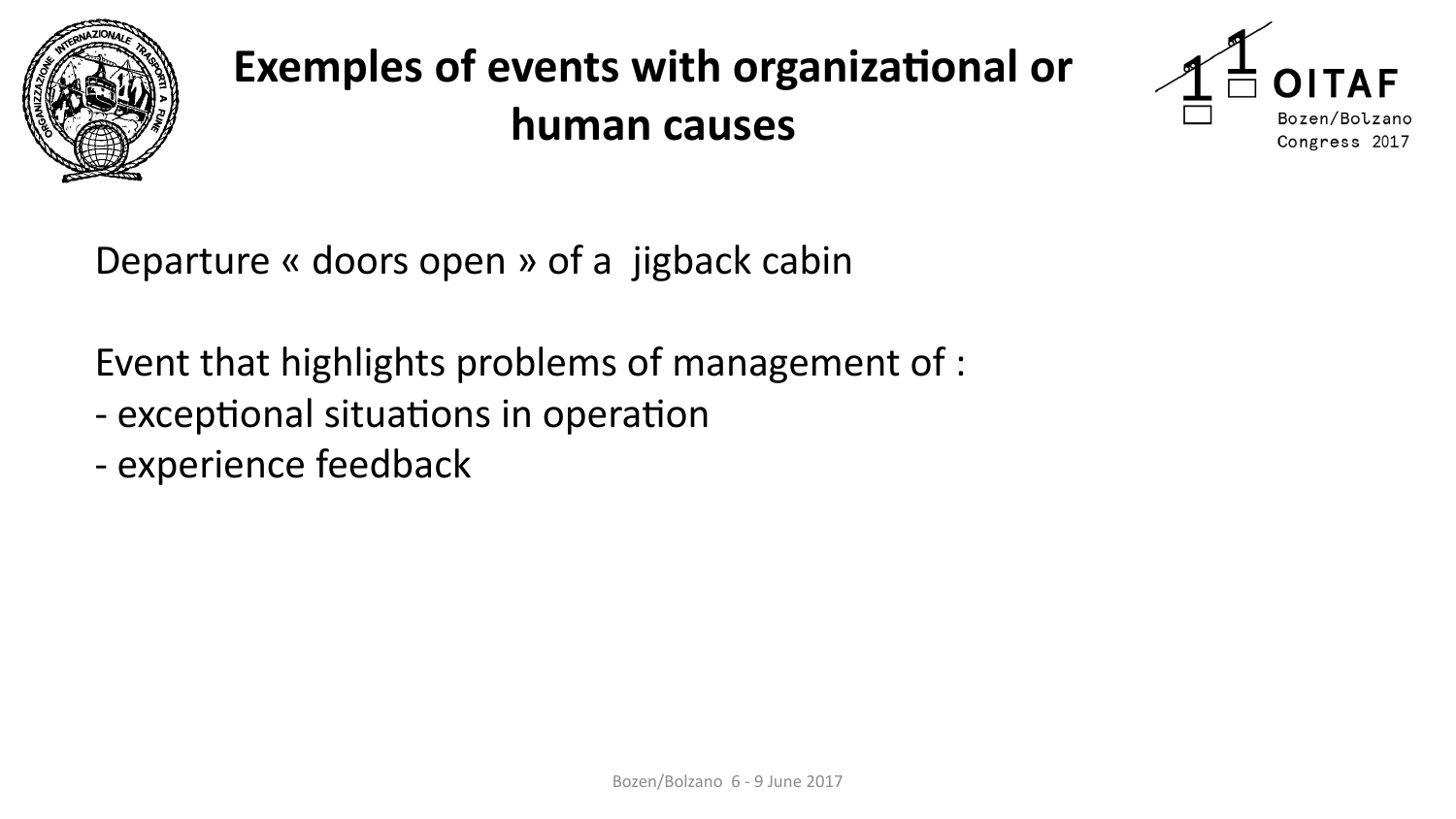# Exemples of events with organizational or human causes

Departure « doors open » of a jigback cabin

Event that highlights problems of management of :

- exceptional situations in operation
- experience feedback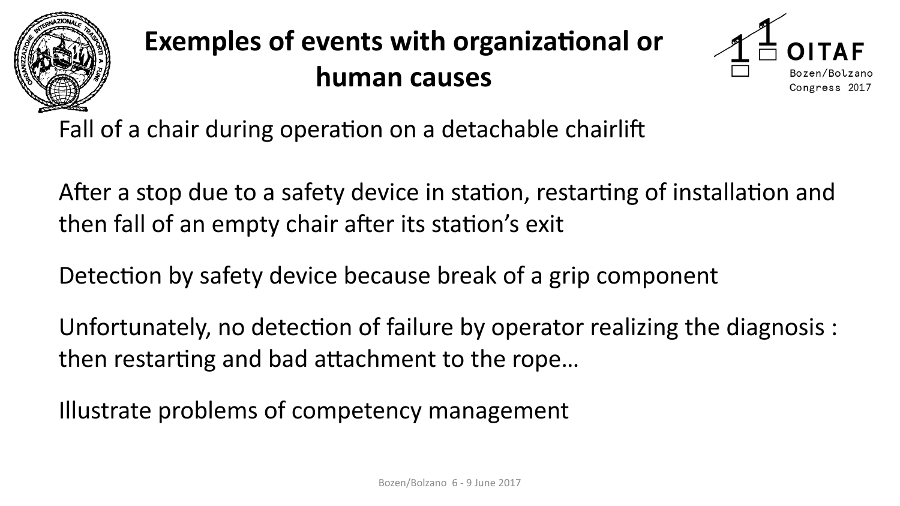# Exemples of events with organizational or human causes

Fall of a chair during operation on a detachable chairlift

After a stop due to a safety device in station, restarting of installation and then fall of an empty chair after its station's exit

Detection by safety device because break of a grip component

Unfortunately, no detection of failure by operator realizing the diagnosis : then restarting and bad attachment to the rope…

Illustrate problems of competency management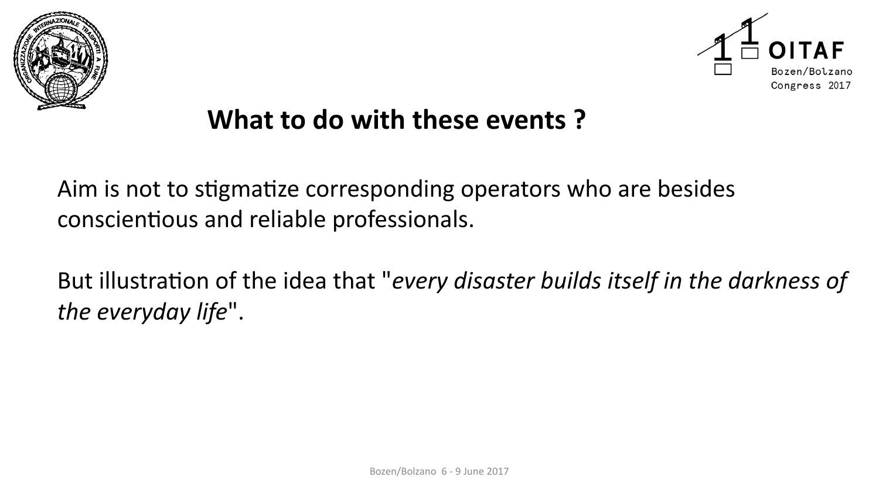## What to do with these events ?

Aim is not to stigmatize corresponding operators who are besides conscientious and reliable professionals.

But illustration of the idea that "*every disaster builds itself in the darkness of the everyday life*".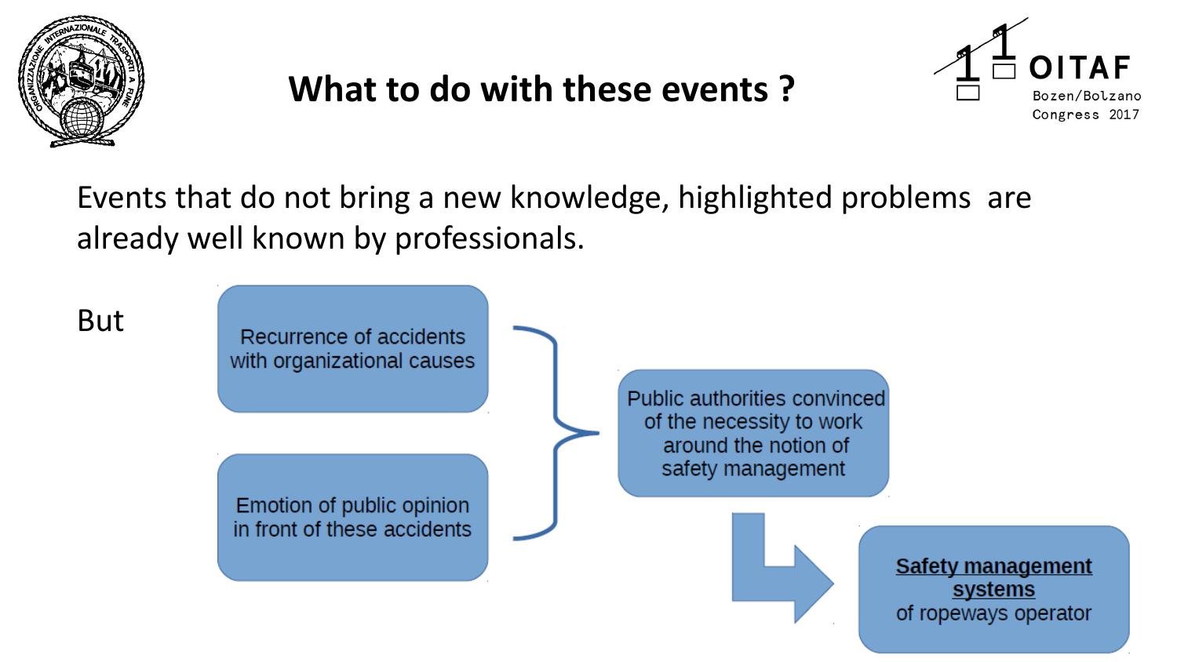# What to do with these events ?

Events that do not bring a new knowledge, highlighted problems are already well known by professionals.

But

- Recurrence of accidents with organizational causes
- Emotion of public opinion in front of these accidents

→ Public authorities convinced of the necessity to work around the notion of safety management

→ **Safety management systems** of ropeways operator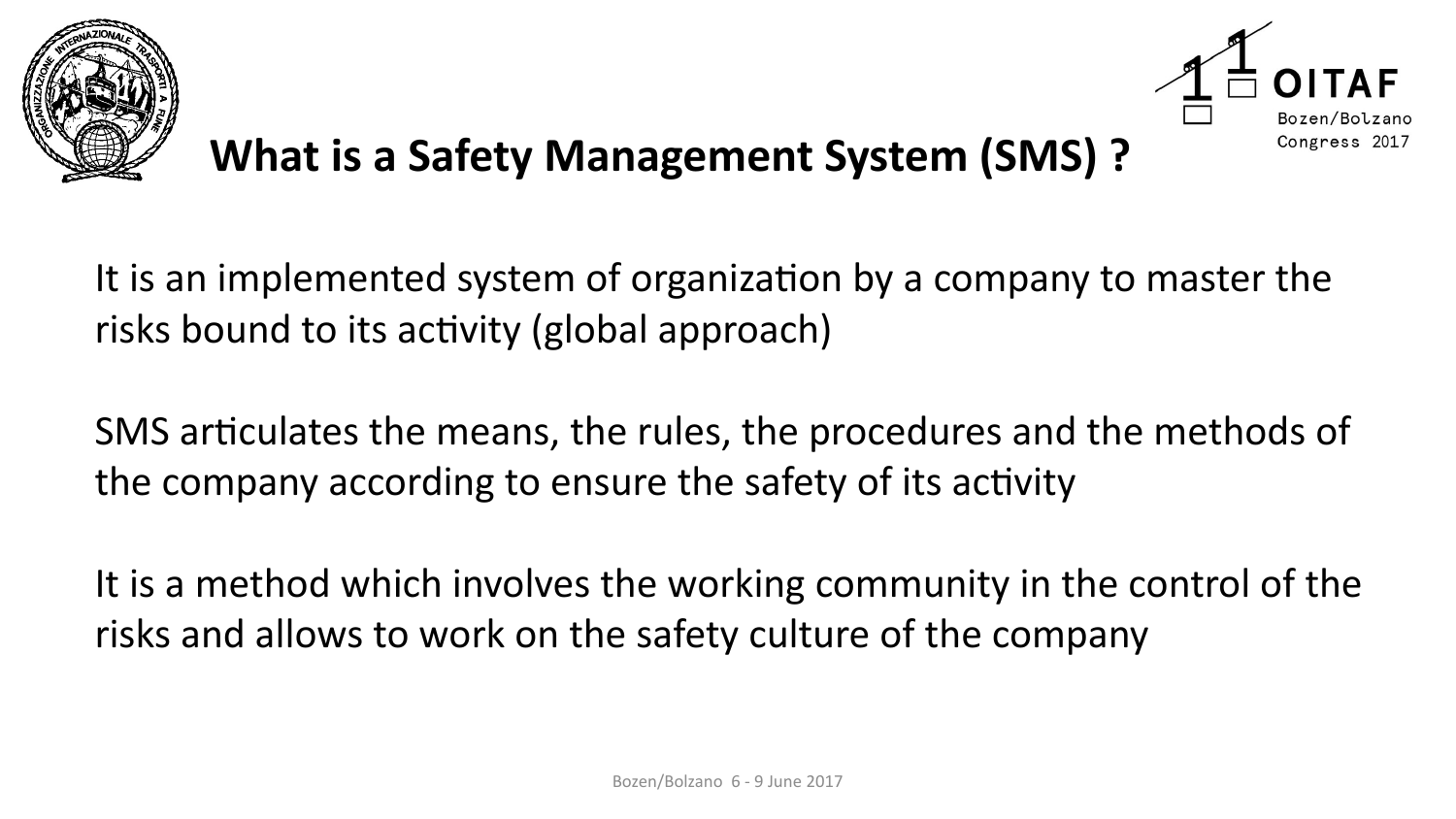# What is a Safety Management System (SMS) ?

It is an implemented system of organization by a company to master the risks bound to its activity (global approach)

SMS articulates the means, the rules, the procedures and the methods of the company according to ensure the safety of its activity

It is a method which involves the working community in the control of the risks and allows to work on the safety culture of the company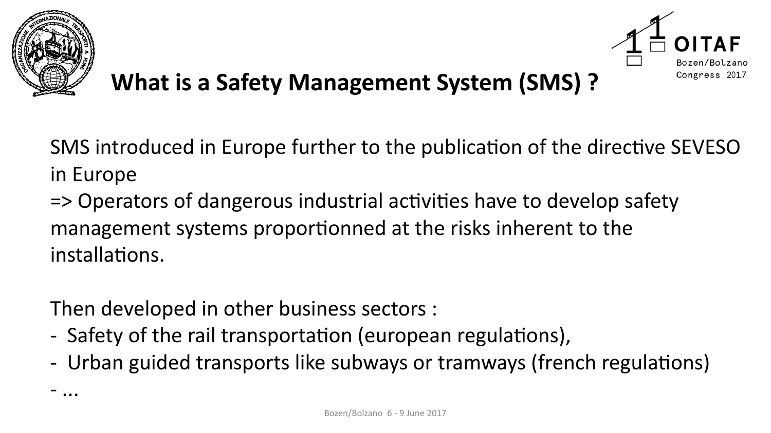# What is a Safety Management System (SMS) ?

SMS introduced in Europe further to the publication of the directive SEVESO in Europe

=> Operators of dangerous industrial activities have to develop safety management systems proportionned at the risks inherent to the installations.

Then developed in other business sectors :

- Safety of the rail transportation (european regulations),
- Urban guided transports like subways or tramways (french regulations)
- ...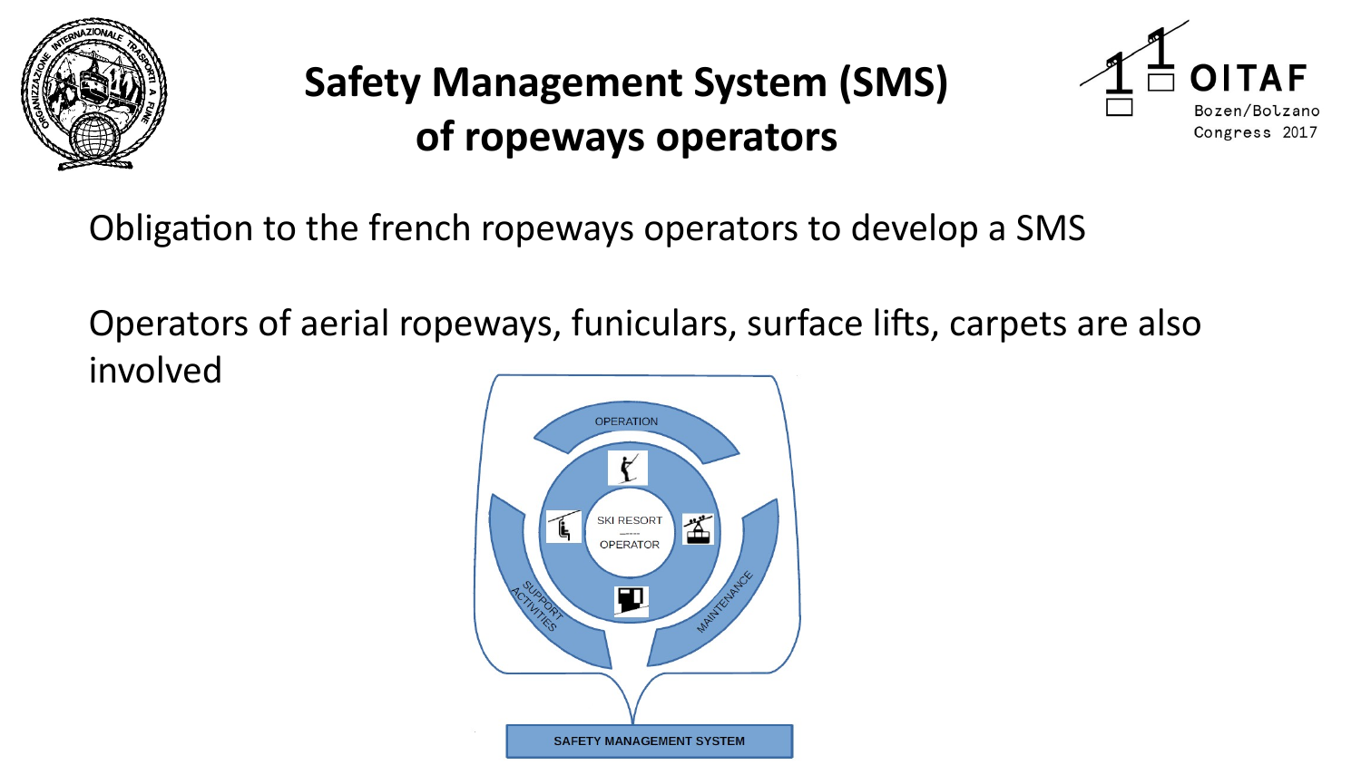# Safety Management System (SMS) of ropeways operators

Obligation to the french ropeways operators to develop a SMS

Operators of aerial ropeways, funiculars, surface lifts, carpets are also involved

OPERATION

SKI RESORT OPERATOR

SUPPORT ACTIVITIES

MAINTENANCE

SAFETY MANAGEMENT SYSTEM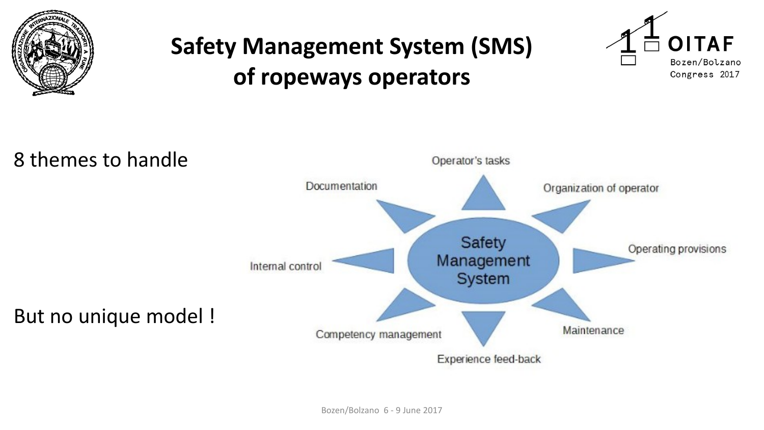# Safety Management System (SMS) of ropeways operators

8 themes to handle

- Operator's tasks
- Organization of operator
- Operating provisions
- Maintenance
- Experience feed-back
- Competency management
- Internal control
- Documentation

Safety Management System

But no unique model !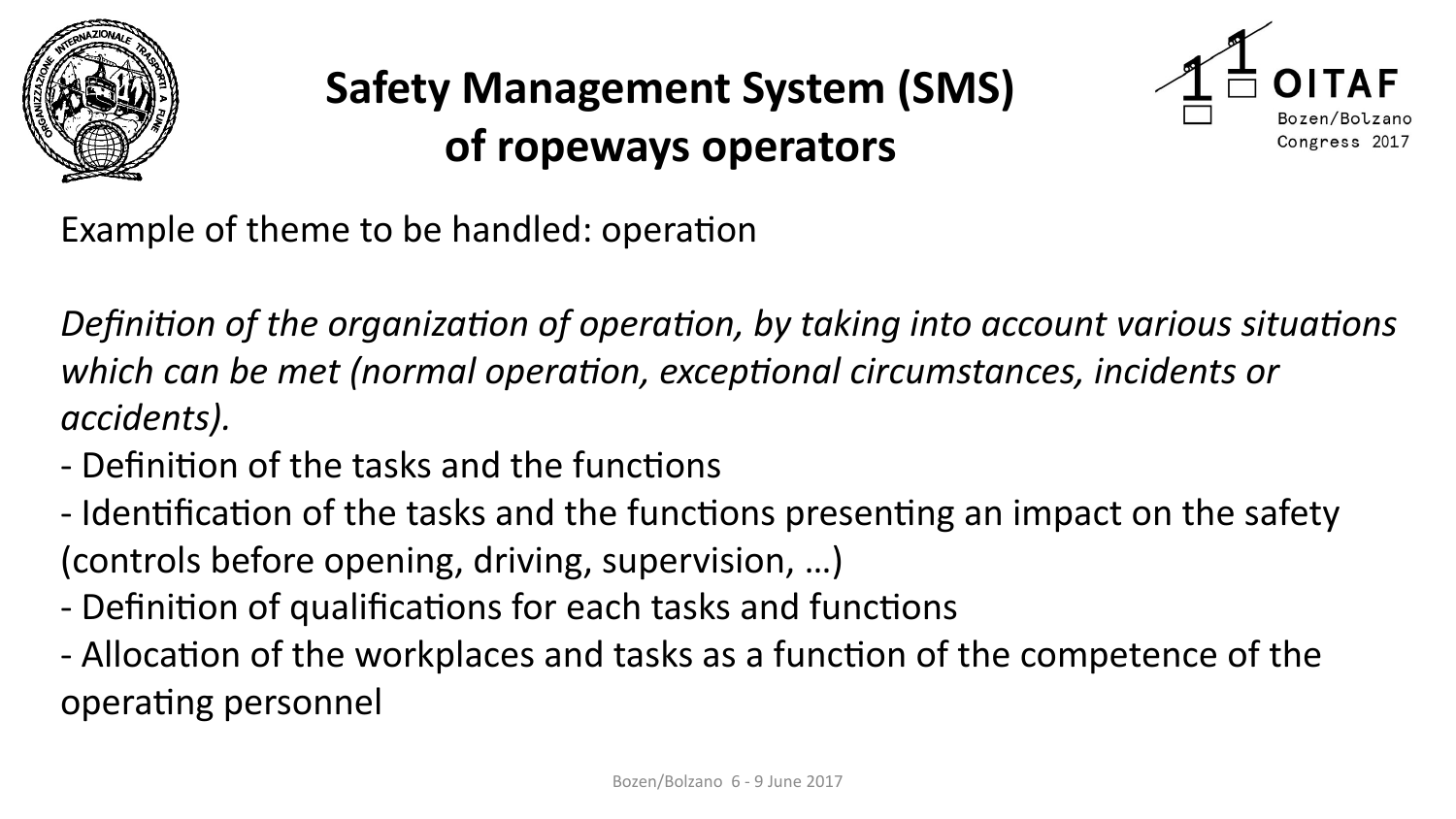# Safety Management System (SMS) of ropeways operators

Example of theme to be handled: operation

*Definition of the organization of operation, by taking into account various situations which can be met (normal operation, exceptional circumstances, incidents or accidents).*

- Definition of the tasks and the functions
- Identification of the tasks and the functions presenting an impact on the safety (controls before opening, driving, supervision, …)
- Definition of qualifications for each tasks and functions
- Allocation of the workplaces and tasks as a function of the competence of the operating personnel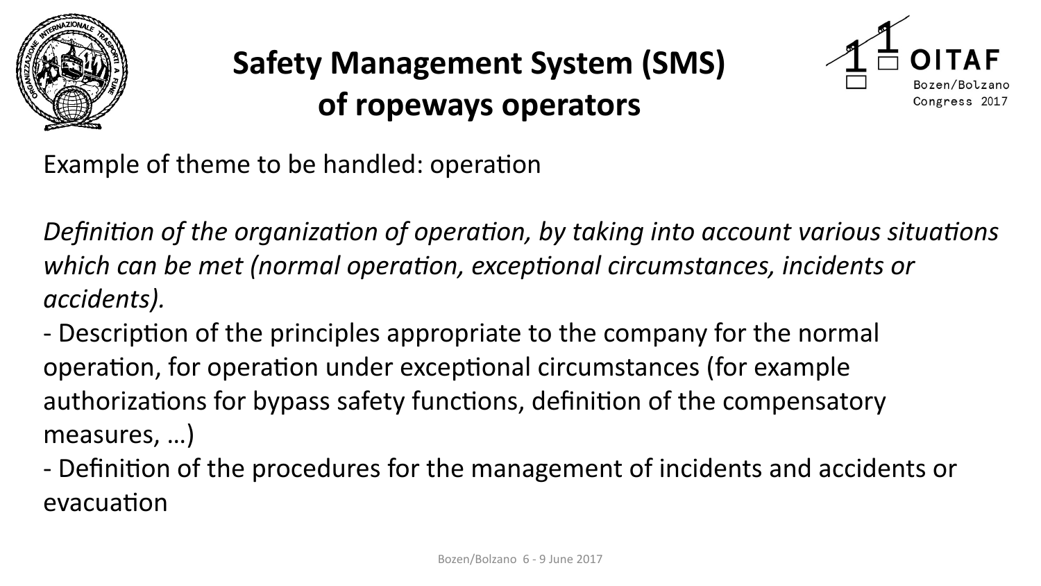# Safety Management System (SMS) of ropeways operators

Example of theme to be handled: operation

*Definition of the organization of operation, by taking into account various situations which can be met (normal operation, exceptional circumstances, incidents or accidents).*

- Description of the principles appropriate to the company for the normal operation, for operation under exceptional circumstances (for example authorizations for bypass safety functions, definition of the compensatory measures, …)
- Definition of the procedures for the management of incidents and accidents or evacuation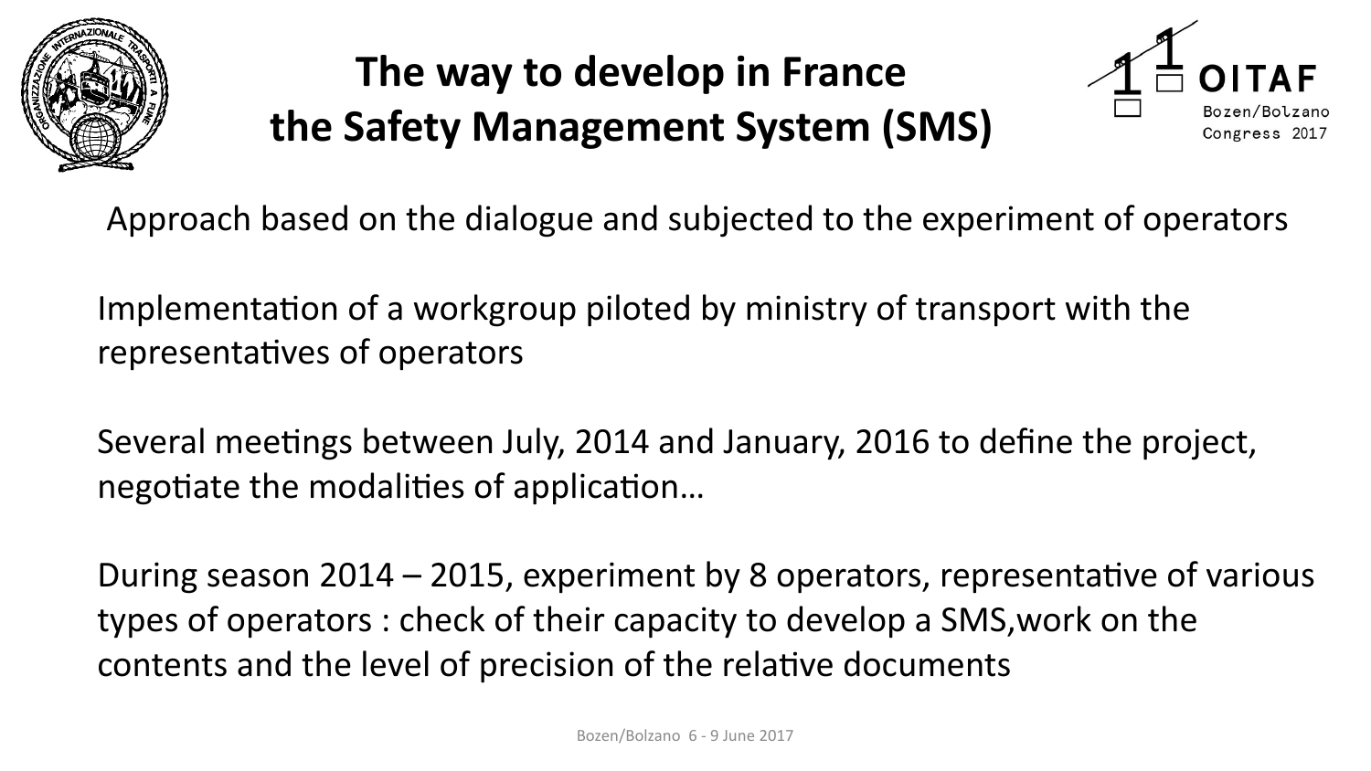# The way to develop in France the Safety Management System (SMS)

Approach based on the dialogue and subjected to the experiment of operators

Implementation of a workgroup piloted by ministry of transport with the representatives of operators

Several meetings between July, 2014 and January, 2016 to define the project, negotiate the modalities of application…

During season 2014 – 2015, experiment by 8 operators, representative of various types of operators : check of their capacity to develop a SMS,work on the contents and the level of precision of the relative documents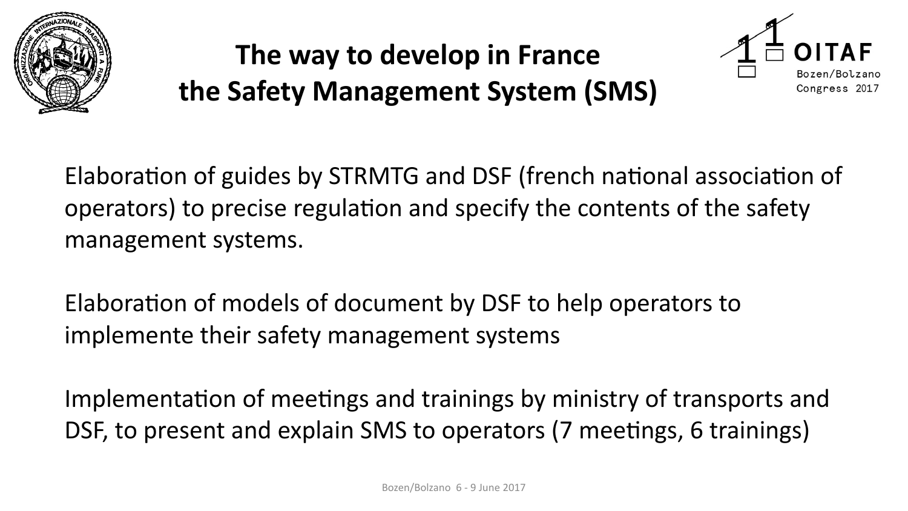# The way to develop in France the Safety Management System (SMS)

Elaboration of guides by STRMTG and DSF (french national association of operators) to precise regulation and specify the contents of the safety management systems.

Elaboration of models of document by DSF to help operators to implemente their safety management systems

Implementation of meetings and trainings by ministry of transports and DSF, to present and explain SMS to operators (7 meetings, 6 trainings)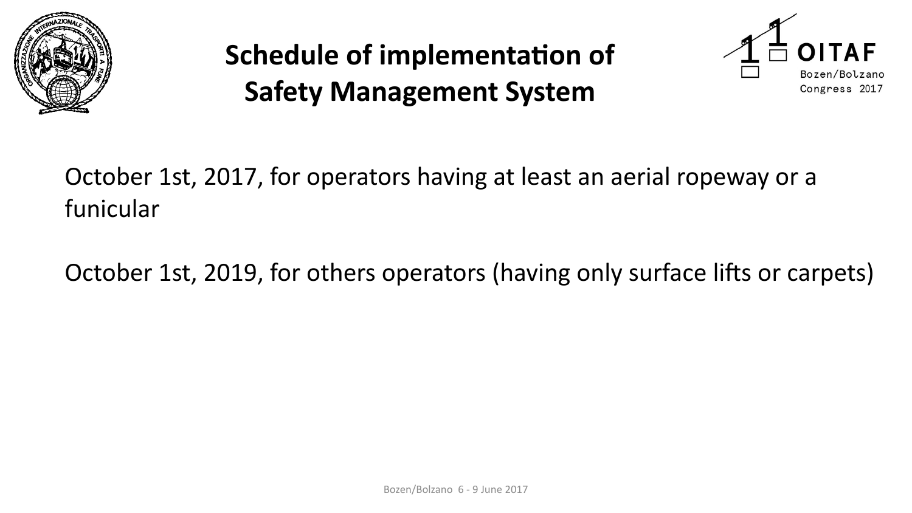# Schedule of implementation of Safety Management System

October 1st, 2017, for operators having at least an aerial ropeway or a funicular

October 1st, 2019, for others operators (having only surface lifts or carpets)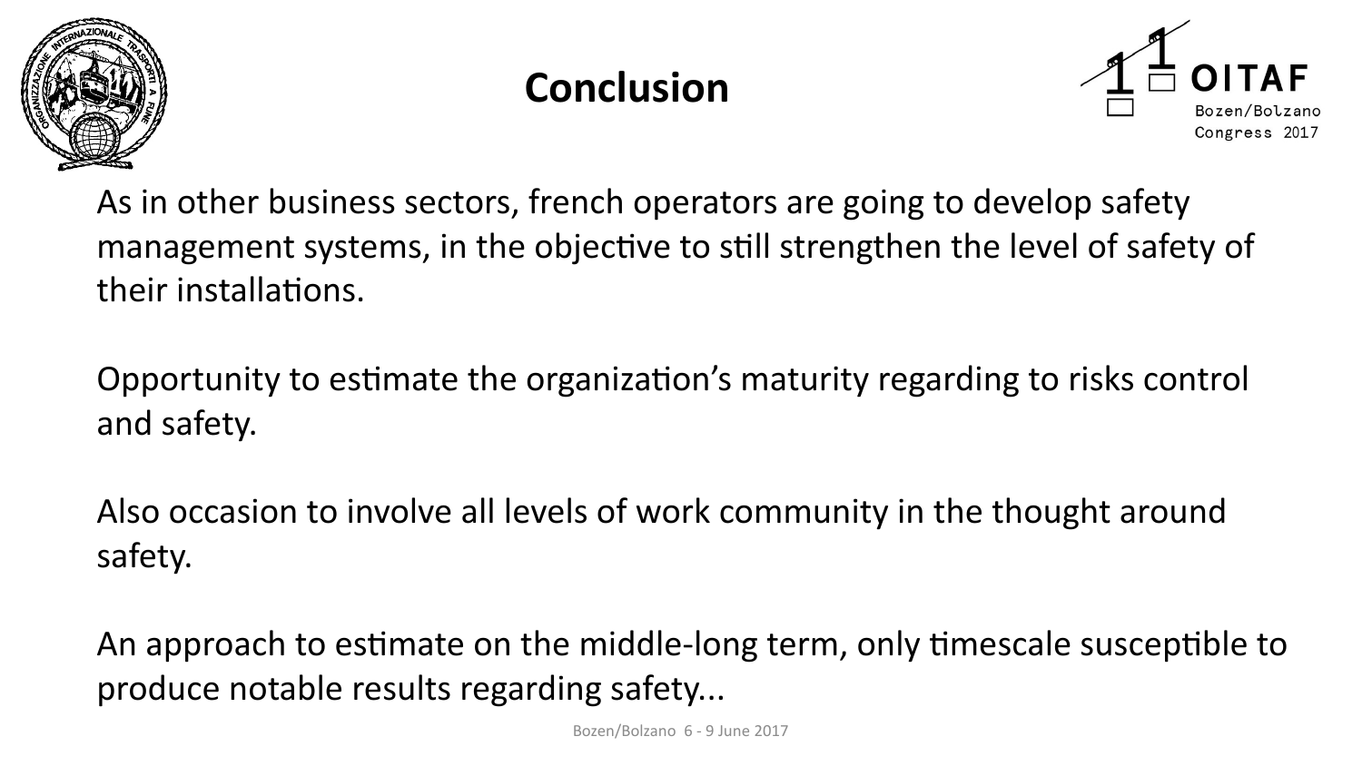# Conclusion

As in other business sectors, french operators are going to develop safety management systems, in the objective to still strengthen the level of safety of their installations.

Opportunity to estimate the organization's maturity regarding to risks control and safety.

Also occasion to involve all levels of work community in the thought around safety.

An approach to estimate on the middle-long term, only timescale susceptible to produce notable results regarding safety...